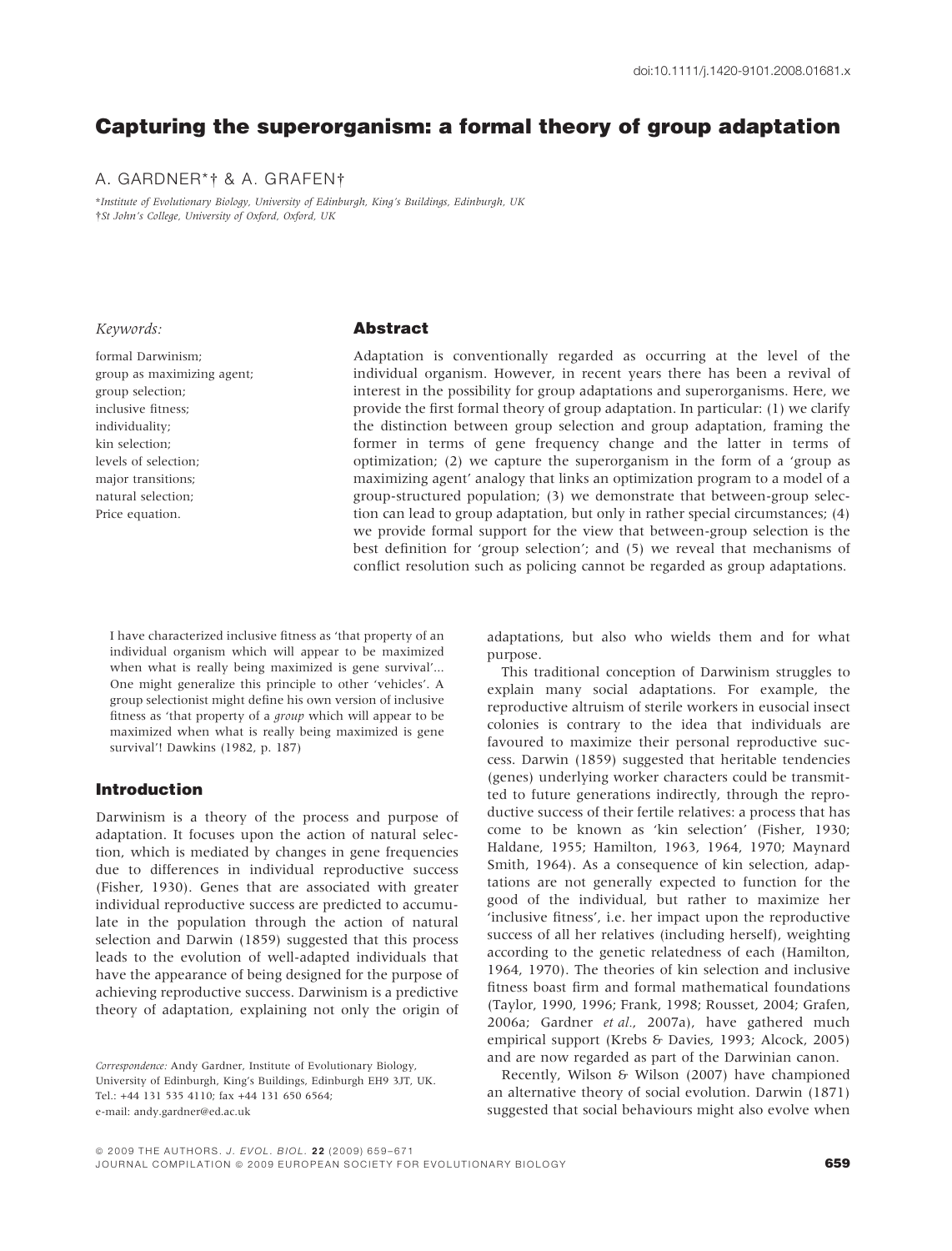doi:10.1111/j.1420-9101.2008.01681.x

# Capturing the superorganism: a formal theory of group adaptation

A. GARDNER*† & A. GRAFEN†

*Institute of Evolutionary Biology, University of Edinburgh, King's Buildings, Edinburgh, UK
†St John's College, University of Oxford, Oxford, UK

*Keywords:*

formal Darwinism;
group as maximizing agent;
group selection;
inclusive fitness;
individuality;
kin selection;
levels of selection;
major transitions;
natural selection;
Price equation.

## Abstract

Adaptation is conventionally regarded as occurring at the level of the individual organism. However, in recent years there has been a revival of interest in the possibility for group adaptations and superorganisms. Here, we provide the first formal theory of group adaptation. In particular: (1) we clarify the distinction between group selection and group adaptation, framing the former in terms of gene frequency change and the latter in terms of optimization; (2) we capture the superorganism in the form of a 'group as maximizing agent' analogy that links an optimization program to a model of a group-structured population; (3) we demonstrate that between-group selection can lead to group adaptation, but only in rather special circumstances; (4) we provide formal support for the view that between-group selection is the best definition for 'group selection'; and (5) we reveal that mechanisms of conflict resolution such as policing cannot be regarded as group adaptations.

> I have characterized inclusive fitness as 'that property of an individual organism which will appear to be maximized when what is really being maximized is gene survival'... One might generalize this principle to other 'vehicles'. A group selectionist might define his own version of inclusive fitness as 'that property of a *group* which will appear to be maximized when what is really being maximized is gene survival'! Dawkins (1982, p. 187)

## Introduction

Darwinism is a theory of the process and purpose of adaptation. It focuses upon the action of natural selection, which is mediated by changes in gene frequencies due to differences in individual reproductive success (Fisher, 1930). Genes that are associated with greater individual reproductive success are predicted to accumulate in the population through the action of natural selection and Darwin (1859) suggested that this process leads to the evolution of well-adapted individuals that have the appearance of being designed for the purpose of achieving reproductive success. Darwinism is a predictive theory of adaptation, explaining not only the origin of adaptations, but also who wields them and for what purpose.

This traditional conception of Darwinism struggles to explain many social adaptations. For example, the reproductive altruism of sterile workers in eusocial insect colonies is contrary to the idea that individuals are favoured to maximize their personal reproductive success. Darwin (1859) suggested that heritable tendencies (genes) underlying worker characters could be transmitted to future generations indirectly, through the reproductive success of their fertile relatives: a process that has come to be known as 'kin selection' (Fisher, 1930; Haldane, 1955; Hamilton, 1963, 1964, 1970; Maynard Smith, 1964). As a consequence of kin selection, adaptations are not generally expected to function for the good of the individual, but rather to maximize her 'inclusive fitness', i.e. her impact upon the reproductive success of all her relatives (including herself), weighting according to the genetic relatedness of each (Hamilton, 1964, 1970). The theories of kin selection and inclusive fitness boast firm and formal mathematical foundations (Taylor, 1990, 1996; Frank, 1998; Rousset, 2004; Grafen, 2006a; Gardner *et al.*, 2007a), have gathered much empirical support (Krebs & Davies, 1993; Alcock, 2005) and are now regarded as part of the Darwinian canon.

Recently, Wilson & Wilson (2007) have championed an alternative theory of social evolution. Darwin (1871) suggested that social behaviours might also evolve when

*Correspondence:* Andy Gardner, Institute of Evolutionary Biology, University of Edinburgh, King's Buildings, Edinburgh EH9 3JT, UK.
Tel.: +44 131 535 4110; fax +44 131 650 6564;
e-mail: andy.gardner@ed.ac.uk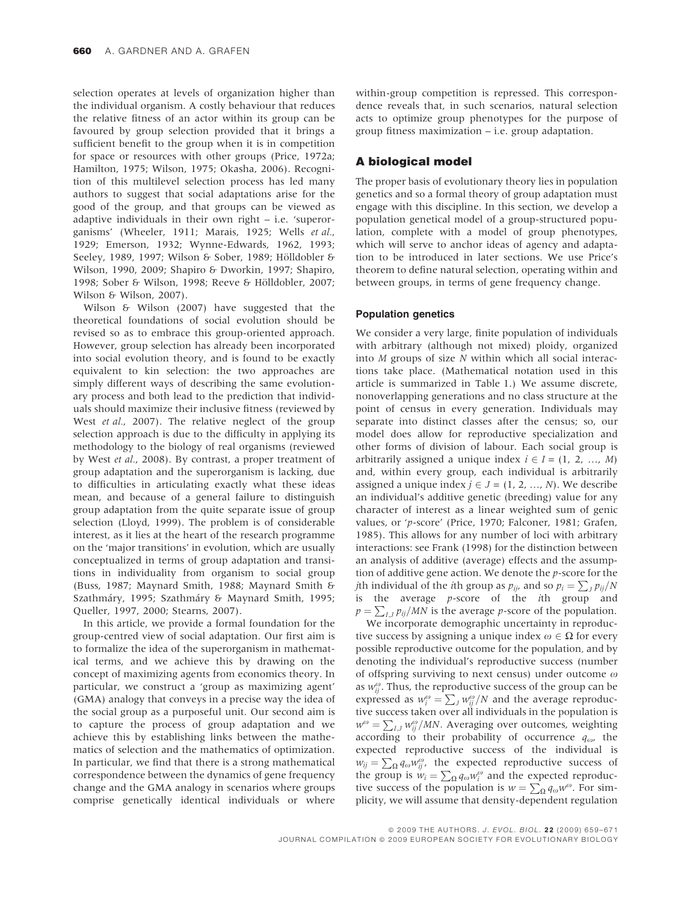selection operates at levels of organization higher than the individual organism. A costly behaviour that reduces the relative fitness of an actor within its group can be favoured by group selection provided that it brings a sufficient benefit to the group when it is in competition for space or resources with other groups (Price, 1972a; Hamilton, 1975; Wilson, 1975; Okasha, 2006). Recognition of this multilevel selection process has led many authors to suggest that social adaptations arise for the good of the group, and that groups can be viewed as adaptive individuals in their own right – i.e. 'superorganisms' (Wheeler, 1911; Marais, 1925; Wells *et al.*, 1929; Emerson, 1932; Wynne-Edwards, 1962, 1993; Seeley, 1989, 1997; Wilson & Sober, 1989; Hölldobler & Wilson, 1990, 2009; Shapiro & Dworkin, 1997; Shapiro, 1998; Sober & Wilson, 1998; Reeve & Hölldobler, 2007; Wilson & Wilson, 2007).

Wilson & Wilson (2007) have suggested that the theoretical foundations of social evolution should be revised so as to embrace this group-oriented approach. However, group selection has already been incorporated into social evolution theory, and is found to be exactly equivalent to kin selection: the two approaches are simply different ways of describing the same evolutionary process and both lead to the prediction that individuals should maximize their inclusive fitness (reviewed by West *et al.*, 2007). The relative neglect of the group selection approach is due to the difficulty in applying its methodology to the biology of real organisms (reviewed by West *et al.*, 2008). By contrast, a proper treatment of group adaptation and the superorganism is lacking, due to difficulties in articulating exactly what these ideas mean, and because of a general failure to distinguish group adaptation from the quite separate issue of group selection (Lloyd, 1999). The problem is of considerable interest, as it lies at the heart of the research programme on the 'major transitions' in evolution, which are usually conceptualized in terms of group adaptation and transitions in individuality from organism to social group (Buss, 1987; Maynard Smith, 1988; Maynard Smith & Szathmáry, 1995; Szathmáry & Maynard Smith, 1995; Queller, 1997, 2000; Stearns, 2007).

In this article, we provide a formal foundation for the group-centred view of social adaptation. Our first aim is to formalize the idea of the superorganism in mathematical terms, and we achieve this by drawing on the concept of maximizing agents from economics theory. In particular, we construct a 'group as maximizing agent' (GMA) analogy that conveys in a precise way the idea of the social group as a purposeful unit. Our second aim is to capture the process of group adaptation and we achieve this by establishing links between the mathematics of selection and the mathematics of optimization. In particular, we find that there is a strong mathematical correspondence between the dynamics of gene frequency change and the GMA analogy in scenarios where groups comprise genetically identical individuals or where within-group competition is repressed. This correspondence reveals that, in such scenarios, natural selection acts to optimize group phenotypes for the purpose of group fitness maximization – i.e. group adaptation.

## A biological model

The proper basis of evolutionary theory lies in population genetics and so a formal theory of group adaptation must engage with this discipline. In this section, we develop a population genetical model of a group-structured population, complete with a model of group phenotypes, which will serve to anchor ideas of agency and adaptation to be introduced in later sections. We use Price's theorem to define natural selection, operating within and between groups, in terms of gene frequency change.

### Population genetics

We consider a very large, finite population of individuals with arbitrary (although not mixed) ploidy, organized into $M$ groups of size $N$ within which all social interactions take place. (Mathematical notation used in this article is summarized in Table 1.) We assume discrete, nonoverlapping generations and no class structure at the point of census in every generation. Individuals may separate into distinct classes after the census; so, our model does allow for reproductive specialization and other forms of division of labour. Each social group is arbitrarily assigned a unique index $i \in I = (1, 2, \ldots, M)$ and, within every group, each individual is arbitrarily assigned a unique index $j \in J = (1, 2, \ldots, N)$. We describe an individual's additive genetic (breeding) value for any character of interest as a linear weighted sum of genic values, or '$p$-score' (Price, 1970; Falconer, 1981; Grafen, 1985). This allows for any number of loci with arbitrary interactions: see Frank (1998) for the distinction between an analysis of additive (average) effects and the assumption of additive gene action. We denote the $p$-score for the $j$th individual of the $i$th group as $p_{ij}$, and so $p_i = \sum_J p_{ij}/N$ is the average $p$-score of the $i$th group and $p = \sum_{I,J} p_{ij}/MN$ is the average $p$-score of the population.

We incorporate demographic uncertainty in reproductive success by assigning a unique index $\omega \in \Omega$ for every possible reproductive outcome for the population, and by denoting the individual's reproductive success (number of offspring surviving to next census) under outcome $\omega$ as $w_{ij}^{\omega}$. Thus, the reproductive success of the group can be expressed as $w_i^{\omega} = \sum_J w_{ij}^{\omega}/N$ and the average reproductive success taken over all individuals in the population is $w^{\omega} = \sum_{I,J} w_{ij}^{\omega}/MN$. Averaging over outcomes, weighting according to their probability of occurrence $q_{\omega}$, the expected reproductive success of the individual is $w_{ij} = \sum_{\Omega} q_{\omega} w_{ij}^{\omega}$, the expected reproductive success of the group is $w_i = \sum_{\Omega} q_{\omega} w_i^{\omega}$ and the expected reproductive success of the population is $w = \sum_{\Omega} q_{\omega} w^{\omega}$. For simplicity, we will assume that density-dependent regulation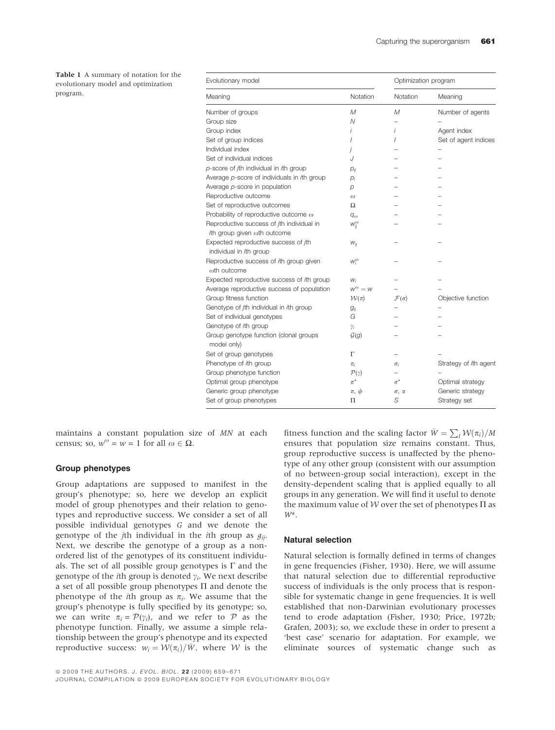**Table 1** A summary of notation for the evolutionary model and optimization program.

| Evolutionary model | | Optimization program | |
|---|---|---|---|
| Meaning | Notation | Notation | Meaning |
| Number of groups | $M$ | $M$ | Number of agents |
| Group size | $N$ | – | – |
| Group index | $i$ | $i$ | Agent index |
| Set of group indices | $I$ | $I$ | Set of agent indices |
| Individual index | $j$ | – | – |
| Set of individual indices | $J$ | – | – |
| $p$-score of $j$th individual in $i$th group | $p_{ij}$ | – | – |
| Average $p$-score of individuals in $i$th group | $p_i$ | – | – |
| Average $p$-score in population | $p$ | – | – |
| Reproductive outcome | $\omega$ | – | – |
| Set of reproductive outcomes | $\Omega$ | – | – |
| Probability of reproductive outcome $\omega$ | $q_\omega$ | – | – |
| Reproductive success of $j$th individual in $i$th group given $\omega$th outcome | $w_{ij}^{\omega}$ | – | – |
| Expected reproductive success of $j$th individual in $i$th group | $w_{ij}$ | – | – |
| Reproductive success of $i$th group given $\omega$th outcome | $w_i^{\omega}$ | – | – |
| Expected reproductive success of $i$th group | $w_i$ | – | – |
| Average reproductive success of population | $w^{\omega} = w$ | – | – |
| Group fitness function | $\mathcal{W}(\pi)$ | $\mathcal{F}(\sigma)$ | Objective function |
| Genotype of $j$th individual in $i$th group | $g_{ij}$ | – | – |
| Set of individual genotypes | $G$ | – | – |
| Genotype of $i$th group | $\gamma_i$ | – | – |
| Group genotype function (clonal groups model only) | $\mathcal{G}(g)$ | – | – |
| Set of group genotypes | $\Gamma$ | – | – |
| Phenotype of $i$th group | $\pi_i$ | $\sigma_i$ | Strategy of $i$th agent |
| Group phenotype function | $\mathcal{P}(\gamma)$ | – | – |
| Optimal group phenotype | $\pi^*$ | $\sigma^*$ | Optimal strategy |
| Generic group phenotype | $\pi$, $\phi$ | $\sigma$, $\alpha$ | Generic strategy |
| Set of group phenotypes | $\Pi$ | $S$ | Strategy set |

maintains a constant population size of $MN$ at each census; so, $w^{\omega} = w = 1$ for all $\omega \in \Omega$.

### Group phenotypes

Group adaptations are supposed to manifest in the group's phenotype; so, here we develop an explicit model of group phenotypes and their relation to genotypes and reproductive success. We consider a set of all possible individual genotypes $G$ and we denote the genotype of the $j$th individual in the $i$th group as $g_{ij}$. Next, we describe the genotype of a group as a non-ordered list of the genotypes of its constituent individuals. The set of all possible group genotypes is $\Gamma$ and the genotype of the $i$th group is denoted $\gamma_i$. We next describe a set of all possible group phenotypes $\Pi$ and denote the phenotype of the $i$th group as $\pi_i$. We assume that the group's phenotype is fully specified by its genotype; so, we can write $\pi_i = \mathcal{P}(\gamma_i)$, and we refer to $\mathcal{P}$ as the phenotype function. Finally, we assume a simple relationship between the group's phenotype and its expected reproductive success: $w_i = \mathcal{W}(\pi_i)/\bar{W}$, where $\mathcal{W}$ is the fitness function and the scaling factor $\bar{W} = \sum_I \mathcal{W}(\pi_i)/M$ ensures that population size remains constant. Thus, group reproductive success is unaffected by the phenotype of any other group (consistent with our assumption of no between-group social interaction), except in the density-dependent scaling that is applied equally to all groups in any generation. We will find it useful to denote the maximum value of $\mathcal{W}$ over the set of phenotypes $\Pi$ as $W^*$.

### Natural selection

Natural selection is formally defined in terms of changes in gene frequencies (Fisher, 1930). Here, we will assume that natural selection due to differential reproductive success of individuals is the only process that is responsible for systematic change in gene frequencies. It is well established that non-Darwinian evolutionary processes tend to erode adaptation (Fisher, 1930; Price, 1972b; Grafen, 2003); so, we exclude these in order to present a 'best case' scenario for adaptation. For example, we eliminate sources of systematic change such as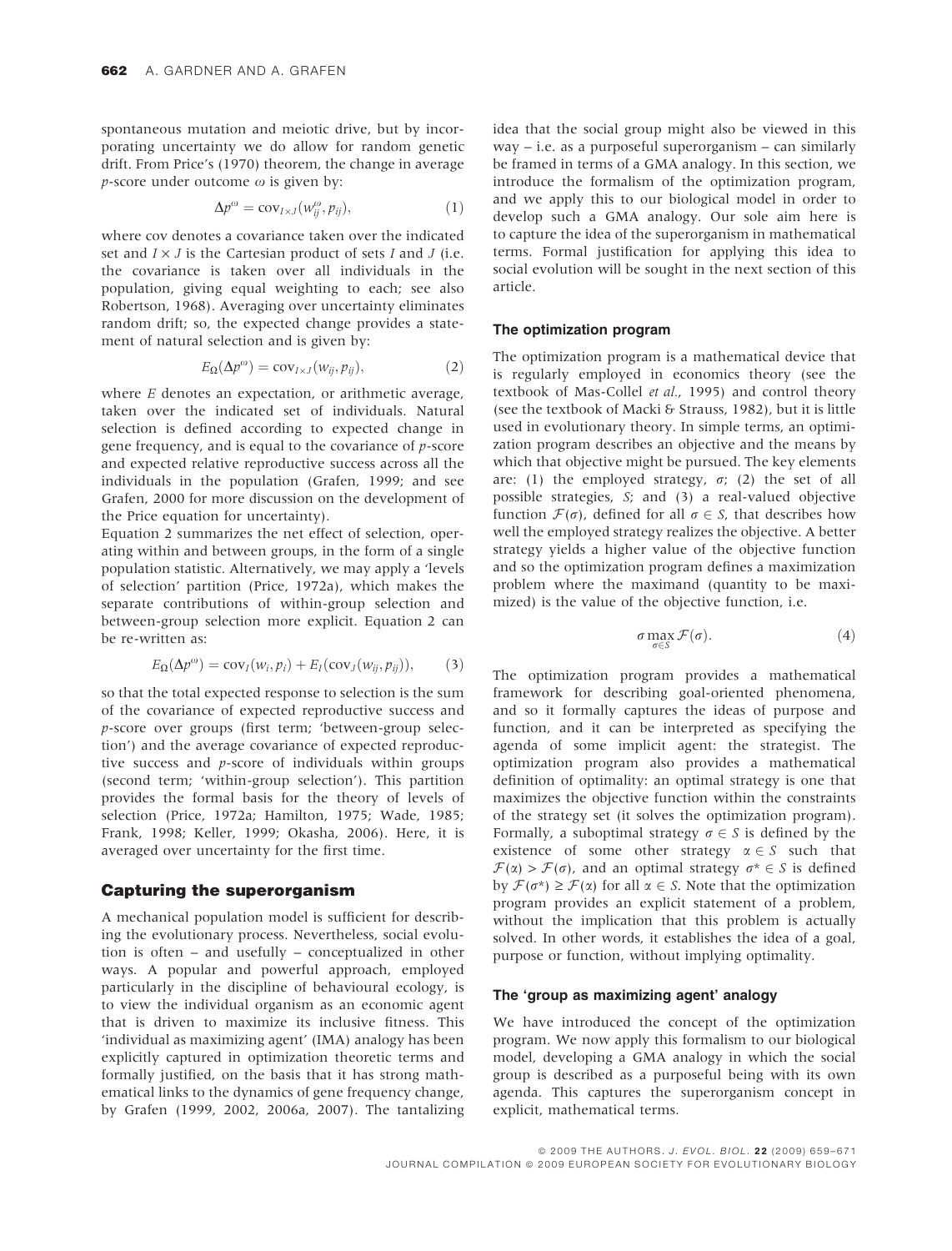spontaneous mutation and meiotic drive, but by incorporating uncertainty we do allow for random genetic drift. From Price's (1970) theorem, the change in average $p$-score under outcome $\omega$ is given by:

$$\Delta p^{\omega} = \mathrm{cov}_{I\times J}(w_{ij}^{\omega}, p_{ij}), \tag{1}$$

where cov denotes a covariance taken over the indicated set and $I \times J$ is the Cartesian product of sets $I$ and $J$ (i.e. the covariance is taken over all individuals in the population, giving equal weighting to each; see also Robertson, 1968). Averaging over uncertainty eliminates random drift; so, the expected change provides a statement of natural selection and is given by:

$$E_{\Omega}(\Delta p^{\omega}) = \mathrm{cov}_{I\times J}(w_{ij}, p_{ij}), \tag{2}$$

where $E$ denotes an expectation, or arithmetic average, taken over the indicated set of individuals. Natural selection is defined according to expected change in gene frequency, and is equal to the covariance of $p$-score and expected relative reproductive success across all the individuals in the population (Grafen, 1999; and see Grafen, 2000 for more discussion on the development of the Price equation for uncertainty).

Equation 2 summarizes the net effect of selection, operating within and between groups, in the form of a single population statistic. Alternatively, we may apply a 'levels of selection' partition (Price, 1972a), which makes the separate contributions of within-group selection and between-group selection more explicit. Equation 2 can be re-written as:

$$E_{\Omega}(\Delta p^{\omega}) = \mathrm{cov}_{I}(w_{i}, p_{i}) + E_{I}(\mathrm{cov}_{J}(w_{ij}, p_{ij})), \tag{3}$$

so that the total expected response to selection is the sum of the covariance of expected reproductive success and $p$-score over groups (first term; 'between-group selection') and the average covariance of expected reproductive success and $p$-score of individuals within groups (second term; 'within-group selection'). This partition provides the formal basis for the theory of levels of selection (Price, 1972a; Hamilton, 1975; Wade, 1985; Frank, 1998; Keller, 1999; Okasha, 2006). Here, it is averaged over uncertainty for the first time.

## Capturing the superorganism

A mechanical population model is sufficient for describing the evolutionary process. Nevertheless, social evolution is often – and usefully – conceptualized in other ways. A popular and powerful approach, employed particularly in the discipline of behavioural ecology, is to view the individual organism as an economic agent that is driven to maximize its inclusive fitness. This 'individual as maximizing agent' (IMA) analogy has been explicitly captured in optimization theoretic terms and formally justified, on the basis that it has strong mathematical links to the dynamics of gene frequency change, by Grafen (1999, 2002, 2006a, 2007). The tantalizing idea that the social group might also be viewed in this way – i.e. as a purposeful superorganism – can similarly be framed in terms of a GMA analogy. In this section, we introduce the formalism of the optimization program, and we apply this to our biological model in order to develop such a GMA analogy. Our sole aim here is to capture the idea of the superorganism in mathematical terms. Formal justification for applying this idea to social evolution will be sought in the next section of this article.

### The optimization program

The optimization program is a mathematical device that is regularly employed in economics theory (see the textbook of Mas-Collel *et al.*, 1995) and control theory (see the textbook of Macki & Strauss, 1982), but it is little used in evolutionary theory. In simple terms, an optimization program describes an objective and the means by which that objective might be pursued. The key elements are: (1) the employed strategy, $\sigma$; (2) the set of all possible strategies, $S$; and (3) a real-valued objective function $\mathcal{F}(\sigma)$, defined for all $\sigma \in S$, that describes how well the employed strategy realizes the objective. A better strategy yields a higher value of the objective function and so the optimization program defines a maximization problem where the maximand (quantity to be maximized) is the value of the objective function, i.e.

$$\sigma \max_{\sigma\in S} \mathcal{F}(\sigma). \tag{4}$$

The optimization program provides a mathematical framework for describing goal-oriented phenomena, and so it formally captures the ideas of purpose and function, and it can be interpreted as specifying the agenda of some implicit agent: the strategist. The optimization program also provides a mathematical definition of optimality: an optimal strategy is one that maximizes the objective function within the constraints of the strategy set (it solves the optimization program). Formally, a suboptimal strategy $\sigma \in S$ is defined by the existence of some other strategy $\alpha \in S$ such that $\mathcal{F}(\alpha) > \mathcal{F}(\sigma)$, and an optimal strategy $\sigma^* \in S$ is defined by $\mathcal{F}(\sigma^*) \geq \mathcal{F}(\alpha)$ for all $\alpha \in S$. Note that the optimization program provides an explicit statement of a problem, without the implication that this problem is actually solved. In other words, it establishes the idea of a goal, purpose or function, without implying optimality.

### The 'group as maximizing agent' analogy

We have introduced the concept of the optimization program. We now apply this formalism to our biological model, developing a GMA analogy in which the social group is described as a purposeful being with its own agenda. This captures the superorganism concept in explicit, mathematical terms.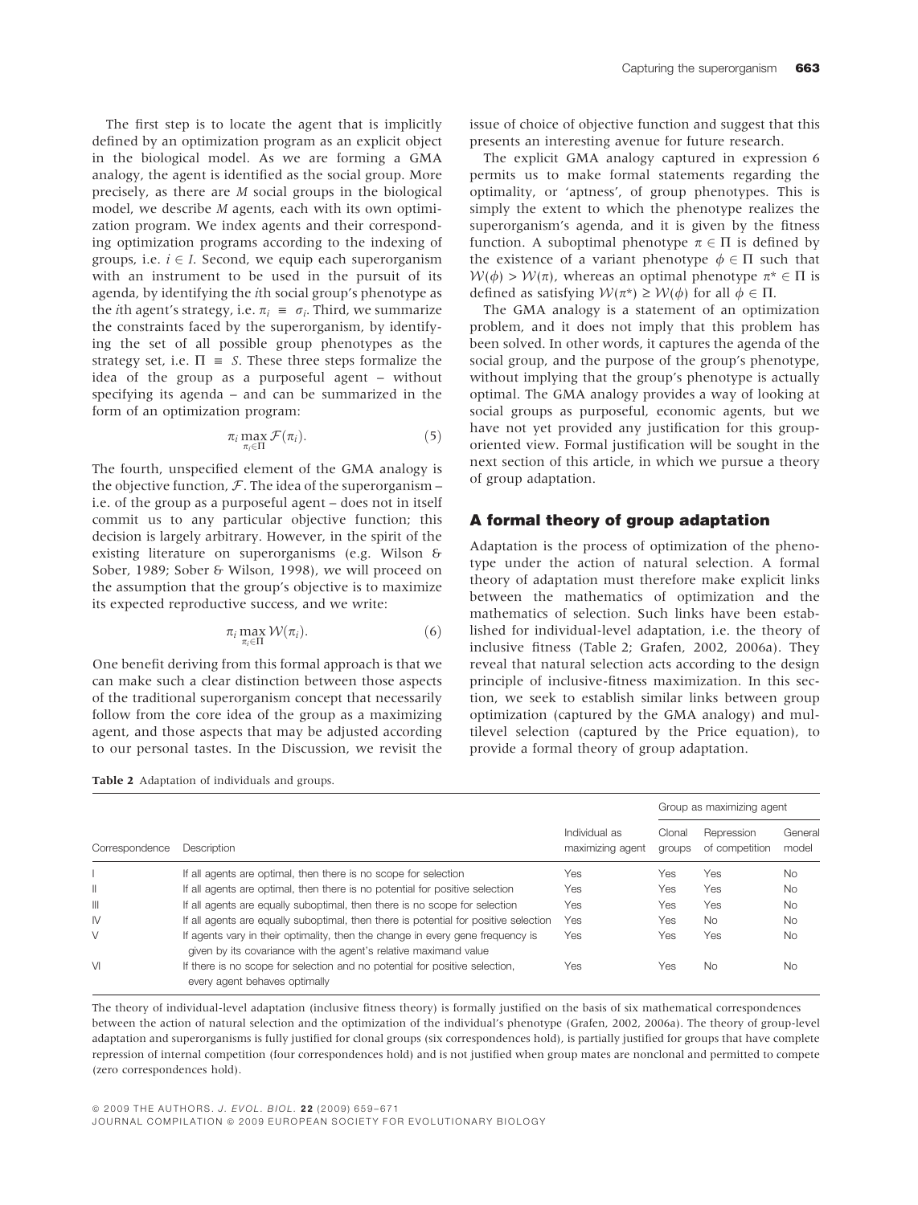The first step is to locate the agent that is implicitly defined by an optimization program as an explicit object in the biological model. As we are forming a GMA analogy, the agent is identified as the social group. More precisely, as there are $M$ social groups in the biological model, we describe $M$ agents, each with its own optimization program. We index agents and their corresponding optimization programs according to the indexing of groups, i.e. $i \in I$. Second, we equip each superorganism with an instrument to be used in the pursuit of its agenda, by identifying the $i$th social group's phenotype as the $i$th agent's strategy, i.e. $\pi_i \equiv \sigma_i$. Third, we summarize the constraints faced by the superorganism, by identifying the set of all possible group phenotypes as the strategy set, i.e. $\Pi \equiv S$. These three steps formalize the idea of the group as a purposeful agent – without specifying its agenda – and can be summarized in the form of an optimization program:

$$\pi_i \max_{\pi_i \in \Pi} \mathcal{F}(\pi_i). \tag{5}$$

The fourth, unspecified element of the GMA analogy is the objective function, $\mathcal{F}$. The idea of the superorganism – i.e. of the group as a purposeful agent – does not in itself commit us to any particular objective function; this decision is largely arbitrary. However, in the spirit of the existing literature on superorganisms (e.g. Wilson & Sober, 1989; Sober & Wilson, 1998), we will proceed on the assumption that the group's objective is to maximize its expected reproductive success, and we write:

$$\pi_i \max_{\pi_i \in \Pi} \mathcal{W}(\pi_i). \tag{6}$$

One benefit deriving from this formal approach is that we can make such a clear distinction between those aspects of the traditional superorganism concept that necessarily follow from the core idea of the group as a maximizing agent, and those aspects that may be adjusted according to our personal tastes. In the Discussion, we revisit the issue of choice of objective function and suggest that this presents an interesting avenue for future research.

The explicit GMA analogy captured in expression 6 permits us to make formal statements regarding the optimality, or 'aptness', of group phenotypes. This is simply the extent to which the phenotype realizes the superorganism's agenda, and it is given by the fitness function. A suboptimal phenotype $\pi \in \Pi$ is defined by the existence of a variant phenotype $\phi \in \Pi$ such that $\mathcal{W}(\phi) > \mathcal{W}(\pi)$, whereas an optimal phenotype $\pi^* \in \Pi$ is defined as satisfying $\mathcal{W}(\pi^*) \geq \mathcal{W}(\phi)$ for all $\phi \in \Pi$.

The GMA analogy is a statement of an optimization problem, and it does not imply that this problem has been solved. In other words, it captures the agenda of the social group, and the purpose of the group's phenotype, without implying that the group's phenotype is actually optimal. The GMA analogy provides a way of looking at social groups as purposeful, economic agents, but we have not yet provided any justification for this group-oriented view. Formal justification will be sought in the next section of this article, in which we pursue a theory of group adaptation.

## A formal theory of group adaptation

Adaptation is the process of optimization of the phenotype under the action of natural selection. A formal theory of adaptation must therefore make explicit links between the mathematics of optimization and the mathematics of selection. Such links have been established for individual-level adaptation, i.e. the theory of inclusive fitness (Table 2; Grafen, 2002, 2006a). They reveal that natural selection acts according to the design principle of inclusive-fitness maximization. In this section, we seek to establish similar links between group optimization (captured by the GMA analogy) and multilevel selection (captured by the Price equation), to provide a formal theory of group adaptation.

**Table 2** Adaptation of individuals and groups.

| Correspondence | Description | Individual as maximizing agent | Group as maximizing agent | | |
|---|---|---|---|---|---|
| | | | Clonal groups | Repression of competition | General model |
| I | If all agents are optimal, then there is no scope for selection | Yes | Yes | Yes | No |
| II | If all agents are optimal, then there is no potential for positive selection | Yes | Yes | Yes | No |
| III | If all agents are equally suboptimal, then there is no scope for selection | Yes | Yes | Yes | No |
| IV | If all agents are equally suboptimal, then there is potential for positive selection | Yes | Yes | No | No |
| V | If agents vary in their optimality, then the change in every gene frequency is given by its covariance with the agent's relative maximand value | Yes | Yes | Yes | No |
| VI | If there is no scope for selection and no potential for positive selection, every agent behaves optimally | Yes | Yes | No | No |

The theory of individual-level adaptation (inclusive fitness theory) is formally justified on the basis of six mathematical correspondences between the action of natural selection and the optimization of the individual's phenotype (Grafen, 2002, 2006a). The theory of group-level adaptation and superorganisms is fully justified for clonal groups (six correspondences hold), is partially justified for groups that have complete repression of internal competition (four correspondences hold) and is not justified when group mates are nonclonal and permitted to compete (zero correspondences hold).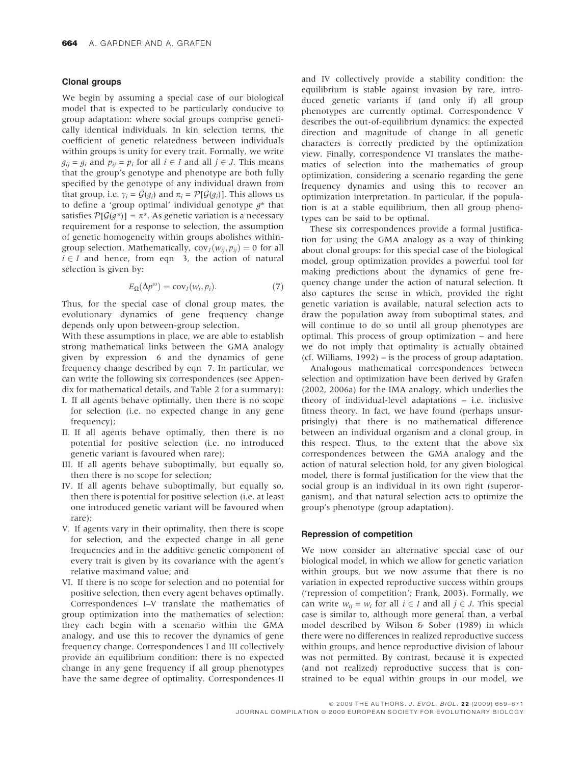### Clonal groups

We begin by assuming a special case of our biological model that is expected to be particularly conducive to group adaptation: where social groups comprise genetically identical individuals. In kin selection terms, the coefficient of genetic relatedness between individuals within groups is unity for every trait. Formally, we write $g_{ij} = g_i$ and $p_{ij} = p_i$ for all $i \in I$ and all $j \in J$. This means that the group's genotype and phenotype are both fully specified by the genotype of any individual drawn from that group, i.e. $\gamma_i = \mathcal{G}(g_i)$ and $\pi_i = \mathcal{P}[\mathcal{G}(g_i)]$. This allows us to define a 'group optimal' individual genotype $g^*$ that satisfies $\mathcal{P}[\mathcal{G}(g^*)] = \pi^*$. As genetic variation is a necessary requirement for a response to selection, the assumption of genetic homogeneity within groups abolishes within-group selection. Mathematically, $\mathrm{cov}_J(w_{ij}, p_{ij}) = 0$ for all $i \in I$ and hence, from eqn 3, the action of natural selection is given by:

$$E_\Omega(\Delta p^\omega) = \mathrm{cov}_I(w_i, p_i). \tag{7}$$

Thus, for the special case of clonal group mates, the evolutionary dynamics of gene frequency change depends only upon between-group selection.

With these assumptions in place, we are able to establish strong mathematical links between the GMA analogy given by expression 6 and the dynamics of gene frequency change described by eqn 7. In particular, we can write the following six correspondences (see Appendix for mathematical details, and Table 2 for a summary):

I. If all agents behave optimally, then there is no scope for selection (i.e. no expected change in any gene frequency);

II. If all agents behave optimally, then there is no potential for positive selection (i.e. no introduced genetic variant is favoured when rare);

III. If all agents behave suboptimally, but equally so, then there is no scope for selection;

IV. If all agents behave suboptimally, but equally so, then there is potential for positive selection (i.e. at least one introduced genetic variant will be favoured when rare);

V. If agents vary in their optimality, then there is scope for selection, and the expected change in all gene frequencies and in the additive genetic component of every trait is given by its covariance with the agent's relative maximand value; and

VI. If there is no scope for selection and no potential for positive selection, then every agent behaves optimally.

Correspondences I–V translate the mathematics of group optimization into the mathematics of selection: they each begin with a scenario within the GMA analogy, and use this to recover the dynamics of gene frequency change. Correspondences I and III collectively provide an equilibrium condition: there is no expected change in any gene frequency if all group phenotypes have the same degree of optimality. Correspondences II and IV collectively provide a stability condition: the equilibrium is stable against invasion by rare, introduced genetic variants if (and only if) all group phenotypes are currently optimal. Correspondence V describes the out-of-equilibrium dynamics: the expected direction and magnitude of change in all genetic characters is correctly predicted by the optimization view. Finally, correspondence VI translates the mathematics of selection into the mathematics of group optimization, considering a scenario regarding the gene frequency dynamics and using this to recover an optimization interpretation. In particular, if the population is at a stable equilibrium, then all group phenotypes can be said to be optimal.

These six correspondences provide a formal justification for using the GMA analogy as a way of thinking about clonal groups: for this special case of the biological model, group optimization provides a powerful tool for making predictions about the dynamics of gene frequency change under the action of natural selection. It also captures the sense in which, provided the right genetic variation is available, natural selection acts to draw the population away from suboptimal states, and will continue to do so until all group phenotypes are optimal. This process of group optimization – and here we do not imply that optimality is actually obtained (cf. Williams, 1992) – is the process of group adaptation.

Analogous mathematical correspondences between selection and optimization have been derived by Grafen (2002, 2006a) for the IMA analogy, which underlies the theory of individual-level adaptations – i.e. inclusive fitness theory. In fact, we have found (perhaps unsurprisingly) that there is no mathematical difference between an individual organism and a clonal group, in this respect. Thus, to the extent that the above six correspondences between the GMA analogy and the action of natural selection hold, for any given biological model, there is formal justification for the view that the social group is an individual in its own right (superorganism), and that natural selection acts to optimize the group's phenotype (group adaptation).

### Repression of competition

We now consider an alternative special case of our biological model, in which we allow for genetic variation within groups, but we now assume that there is no variation in expected reproductive success within groups ('repression of competition'; Frank, 2003). Formally, we can write $w_{ij} = w_i$ for all $i \in I$ and all $j \in J$. This special case is similar to, although more general than, a verbal model described by Wilson & Sober (1989) in which there were no differences in realized reproductive success within groups, and hence reproductive division of labour was not permitted. By contrast, because it is expected (and not realized) reproductive success that is constrained to be equal within groups in our model, we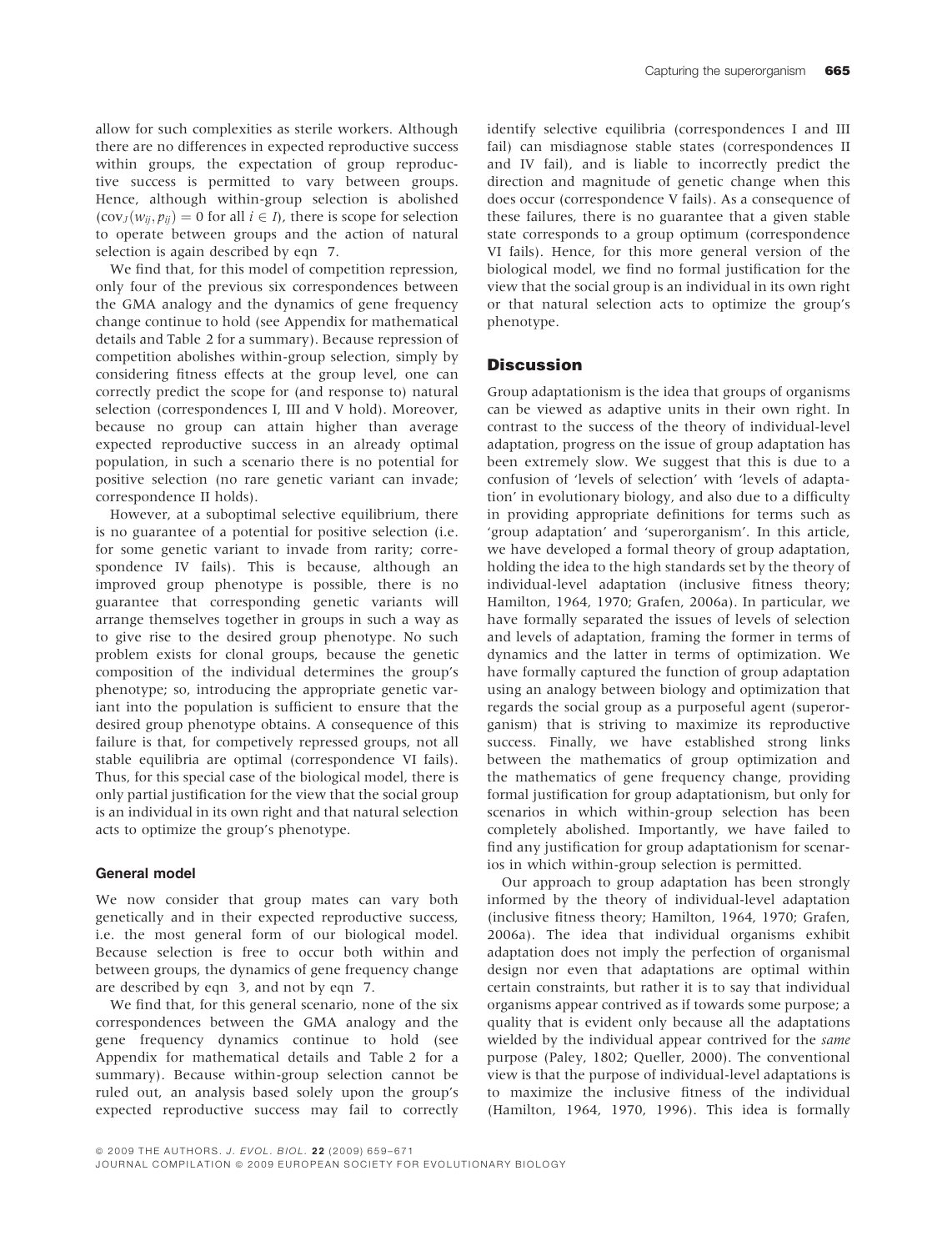allow for such complexities as sterile workers. Although there are no differences in expected reproductive success within groups, the expectation of group reproductive success is permitted to vary between groups. Hence, although within-group selection is abolished ($\text{cov}_J(w_{ij}, p_{ij}) = 0$ for all $i \in I$), there is scope for selection to operate between groups and the action of natural selection is again described by eqn 7.

We find that, for this model of competition repression, only four of the previous six correspondences between the GMA analogy and the dynamics of gene frequency change continue to hold (see Appendix for mathematical details and Table 2 for a summary). Because repression of competition abolishes within-group selection, simply by considering fitness effects at the group level, one can correctly predict the scope for (and response to) natural selection (correspondences I, III and V hold). Moreover, because no group can attain higher than average expected reproductive success in an already optimal population, in such a scenario there is no potential for positive selection (no rare genetic variant can invade; correspondence II holds).

However, at a suboptimal selective equilibrium, there is no guarantee of a potential for positive selection (i.e. for some genetic variant to invade from rarity; correspondence IV fails). This is because, although an improved group phenotype is possible, there is no guarantee that corresponding genetic variants will arrange themselves together in groups in such a way as to give rise to the desired group phenotype. No such problem exists for clonal groups, because the genetic composition of the individual determines the group's phenotype; so, introducing the appropriate genetic variant into the population is sufficient to ensure that the desired group phenotype obtains. A consequence of this failure is that, for competively repressed groups, not all stable equilibria are optimal (correspondence VI fails). Thus, for this special case of the biological model, there is only partial justification for the view that the social group is an individual in its own right and that natural selection acts to optimize the group's phenotype.

### General model

We now consider that group mates can vary both genetically and in their expected reproductive success, i.e. the most general form of our biological model. Because selection is free to occur both within and between groups, the dynamics of gene frequency change are described by eqn 3, and not by eqn 7.

We find that, for this general scenario, none of the six correspondences between the GMA analogy and the gene frequency dynamics continue to hold (see Appendix for mathematical details and Table 2 for a summary). Because within-group selection cannot be ruled out, an analysis based solely upon the group's expected reproductive success may fail to correctly identify selective equilibria (correspondences I and III fail), can misdiagnose stable states (correspondences II and IV fail), and is liable to incorrectly predict the direction and magnitude of genetic change when this does occur (correspondence V fails). As a consequence of these failures, there is no guarantee that a given stable state corresponds to a group optimum (correspondence VI fails). Hence, for this more general version of the biological model, we find no formal justification for the view that the social group is an individual in its own right or that natural selection acts to optimize the group's phenotype.

## Discussion

Group adaptationism is the idea that groups of organisms can be viewed as adaptive units in their own right. In contrast to the success of the theory of individual-level adaptation, progress on the issue of group adaptation has been extremely slow. We suggest that this is due to a confusion of 'levels of selection' with 'levels of adaptation' in evolutionary biology, and also due to a difficulty in providing appropriate definitions for terms such as 'group adaptation' and 'superorganism'. In this article, we have developed a formal theory of group adaptation, holding the idea to the high standards set by the theory of individual-level adaptation (inclusive fitness theory; Hamilton, 1964, 1970; Grafen, 2006a). In particular, we have formally separated the issues of levels of selection and levels of adaptation, framing the former in terms of dynamics and the latter in terms of optimization. We have formally captured the function of group adaptation using an analogy between biology and optimization that regards the social group as a purposeful agent (superorganism) that is striving to maximize its reproductive success. Finally, we have established strong links between the mathematics of group optimization and the mathematics of gene frequency change, providing formal justification for group adaptationism, but only for scenarios in which within-group selection has been completely abolished. Importantly, we have failed to find any justification for group adaptationism for scenarios in which within-group selection is permitted.

Our approach to group adaptation has been strongly informed by the theory of individual-level adaptation (inclusive fitness theory; Hamilton, 1964, 1970; Grafen, 2006a). The idea that individual organisms exhibit adaptation does not imply the perfection of organismal design nor even that adaptations are optimal within certain constraints, but rather it is to say that individual organisms appear contrived as if towards some purpose; a quality that is evident only because all the adaptations wielded by the individual appear contrived for the *same* purpose (Paley, 1802; Queller, 2000). The conventional view is that the purpose of individual-level adaptations is to maximize the inclusive fitness of the individual (Hamilton, 1964, 1970, 1996). This idea is formally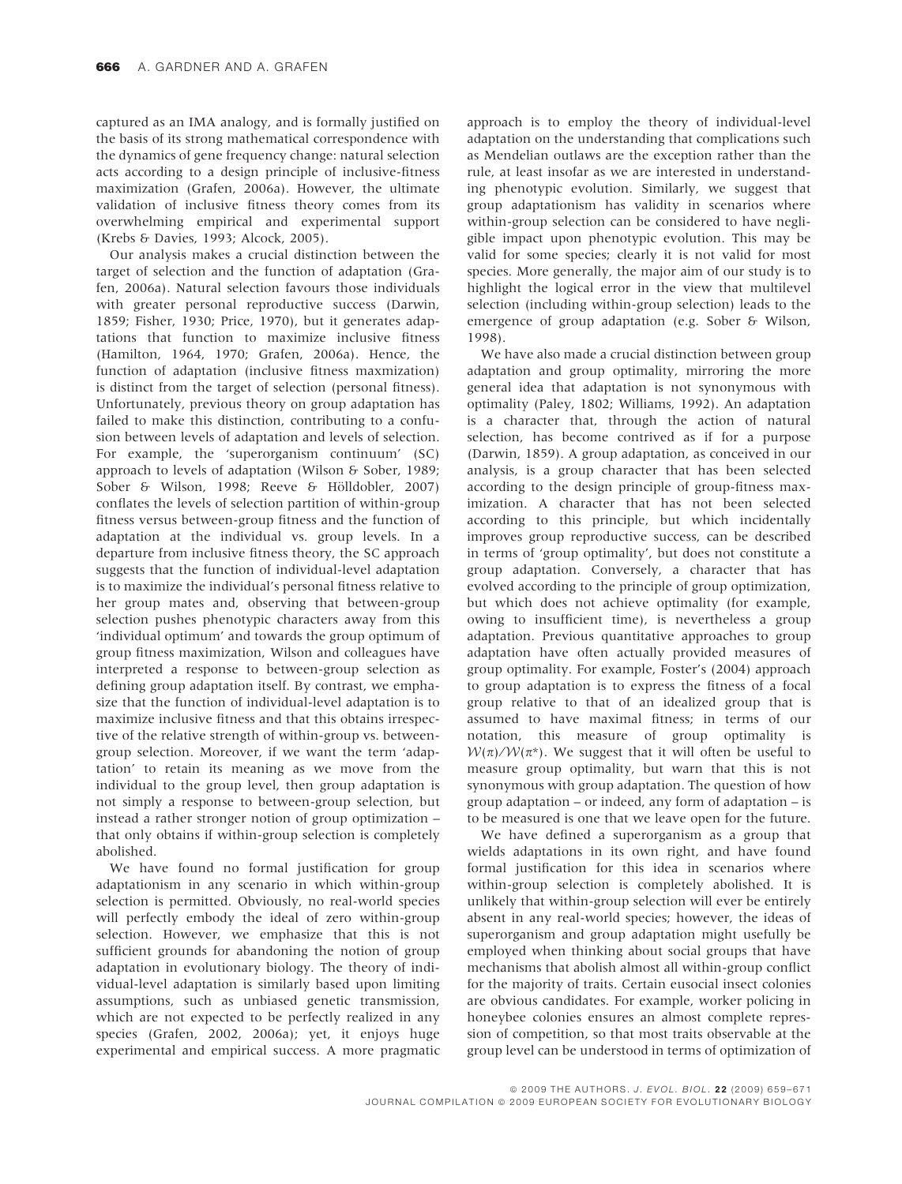captured as an IMA analogy, and is formally justified on the basis of its strong mathematical correspondence with the dynamics of gene frequency change: natural selection acts according to a design principle of inclusive-fitness maximization (Grafen, 2006a). However, the ultimate validation of inclusive fitness theory comes from its overwhelming empirical and experimental support (Krebs & Davies, 1993; Alcock, 2005).

Our analysis makes a crucial distinction between the target of selection and the function of adaptation (Grafen, 2006a). Natural selection favours those individuals with greater personal reproductive success (Darwin, 1859; Fisher, 1930; Price, 1970), but it generates adaptations that function to maximize inclusive fitness (Hamilton, 1964, 1970; Grafen, 2006a). Hence, the function of adaptation (inclusive fitness maxmization) is distinct from the target of selection (personal fitness). Unfortunately, previous theory on group adaptation has failed to make this distinction, contributing to a confusion between levels of adaptation and levels of selection. For example, the 'superorganism continuum' (SC) approach to levels of adaptation (Wilson & Sober, 1989; Sober & Wilson, 1998; Reeve & Hölldobler, 2007) conflates the levels of selection partition of within-group fitness versus between-group fitness and the function of adaptation at the individual vs. group levels. In a departure from inclusive fitness theory, the SC approach suggests that the function of individual-level adaptation is to maximize the individual's personal fitness relative to her group mates and, observing that between-group selection pushes phenotypic characters away from this 'individual optimum' and towards the group optimum of group fitness maximization, Wilson and colleagues have interpreted a response to between-group selection as defining group adaptation itself. By contrast, we emphasize that the function of individual-level adaptation is to maximize inclusive fitness and that this obtains irrespective of the relative strength of within-group vs. between-group selection. Moreover, if we want the term 'adaptation' to retain its meaning as we move from the individual to the group level, then group adaptation is not simply a response to between-group selection, but instead a rather stronger notion of group optimization – that only obtains if within-group selection is completely abolished.

We have found no formal justification for group adaptationism in any scenario in which within-group selection is permitted. Obviously, no real-world species will perfectly embody the ideal of zero within-group selection. However, we emphasize that this is not sufficient grounds for abandoning the notion of group adaptation in evolutionary biology. The theory of individual-level adaptation is similarly based upon limiting assumptions, such as unbiased genetic transmission, which are not expected to be perfectly realized in any species (Grafen, 2002, 2006a); yet, it enjoys huge experimental and empirical success. A more pragmatic approach is to employ the theory of individual-level adaptation on the understanding that complications such as Mendelian outlaws are the exception rather than the rule, at least insofar as we are interested in understanding phenotypic evolution. Similarly, we suggest that group adaptationism has validity in scenarios where within-group selection can be considered to have negligible impact upon phenotypic evolution. This may be valid for some species; clearly it is not valid for most species. More generally, the major aim of our study is to highlight the logical error in the view that multilevel selection (including within-group selection) leads to the emergence of group adaptation (e.g. Sober & Wilson, 1998).

We have also made a crucial distinction between group adaptation and group optimality, mirroring the more general idea that adaptation is not synonymous with optimality (Paley, 1802; Williams, 1992). An adaptation is a character that, through the action of natural selection, has become contrived as if for a purpose (Darwin, 1859). A group adaptation, as conceived in our analysis, is a group character that has been selected according to the design principle of group-fitness maximization. A character that has not been selected according to this principle, but which incidentally improves group reproductive success, can be described in terms of 'group optimality', but does not constitute a group adaptation. Conversely, a character that has evolved according to the principle of group optimization, but which does not achieve optimality (for example, owing to insufficient time), is nevertheless a group adaptation. Previous quantitative approaches to group adaptation have often actually provided measures of group optimality. For example, Foster's (2004) approach to group adaptation is to express the fitness of a focal group relative to that of an idealized group that is assumed to have maximal fitness; in terms of our notation, this measure of group optimality is $\mathcal{W}(\pi)/\mathcal{W}(\pi^*)$. We suggest that it will often be useful to measure group optimality, but warn that this is not synonymous with group adaptation. The question of how group adaptation – or indeed, any form of adaptation – is to be measured is one that we leave open for the future.

We have defined a superorganism as a group that wields adaptations in its own right, and have found formal justification for this idea in scenarios where within-group selection is completely abolished. It is unlikely that within-group selection will ever be entirely absent in any real-world species; however, the ideas of superorganism and group adaptation might usefully be employed when thinking about social groups that have mechanisms that abolish almost all within-group conflict for the majority of traits. Certain eusocial insect colonies are obvious candidates. For example, worker policing in honeybee colonies ensures an almost complete repression of competition, so that most traits observable at the group level can be understood in terms of optimization of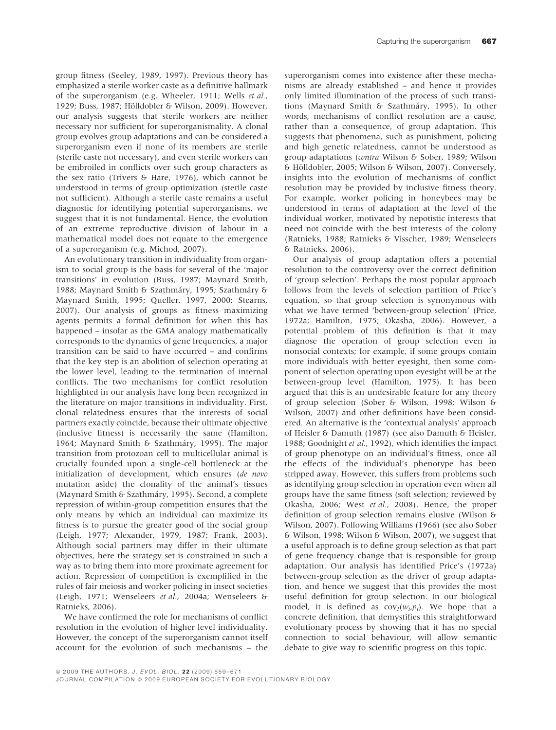group fitness (Seeley, 1989, 1997). Previous theory has emphasized a sterile worker caste as a definitive hallmark of the superorganism (e.g. Wheeler, 1911; Wells *et al.*, 1929; Buss, 1987; Hölldobler & Wilson, 2009). However, our analysis suggests that sterile workers are neither necessary nor sufficient for superorganismality. A clonal group evolves group adaptations and can be considered a superorganism even if none of its members are sterile (sterile caste not necessary), and even sterile workers can be embroiled in conflicts over such group characters as the sex ratio (Trivers & Hare, 1976), which cannot be understood in terms of group optimization (sterile caste not sufficient). Although a sterile caste remains a useful diagnostic for identifying potential superorganisms, we suggest that it is not fundamental. Hence, the evolution of an extreme reproductive division of labour in a mathematical model does not equate to the emergence of a superorganism (e.g. Michod, 2007).

An evolutionary transition in individuality from organism to social group is the basis for several of the 'major transitions' in evolution (Buss, 1987; Maynard Smith, 1988; Maynard Smith & Szathmáry, 1995; Szathmáry & Maynard Smith, 1995; Queller, 1997, 2000; Stearns, 2007). Our analysis of groups as fitness maximizing agents permits a formal definition for when this has happened – insofar as the GMA analogy mathematically corresponds to the dynamics of gene frequencies, a major transition can be said to have occurred – and confirms that the key step is an abolition of selection operating at the lower level, leading to the termination of internal conflicts. The two mechanisms for conflict resolution highlighted in our analysis have long been recognized in the literature on major transitions in individuality. First, clonal relatedness ensures that the interests of social partners exactly coincide, because their ultimate objective (inclusive fitness) is necessarily the same (Hamilton, 1964; Maynard Smith & Szathmáry, 1995). The major transition from protozoan cell to multicellular animal is crucially founded upon a single-cell bottleneck at the initialization of development, which ensures (*de novo* mutation aside) the clonality of the animal's tissues (Maynard Smith & Szathmáry, 1995). Second, a complete repression of within-group competition ensures that the only means by which an individual can maximize its fitness is to pursue the greater good of the social group (Leigh, 1977; Alexander, 1979, 1987; Frank, 2003). Although social partners may differ in their ultimate objectives, here the strategy set is constrained in such a way as to bring them into more proximate agreement for action. Repression of competition is exemplified in the rules of fair meiosis and worker policing in insect societies (Leigh, 1971; Wenseleers *et al.*, 2004a; Wenseleers & Ratnieks, 2006).

We have confirmed the role for mechanisms of conflict resolution in the evolution of higher level individuality. However, the concept of the superorganism cannot itself account for the evolution of such mechanisms – the superorganism comes into existence after these mechanisms are already established – and hence it provides only limited illumination of the process of such transitions (Maynard Smith & Szathmáry, 1995). In other words, mechanisms of conflict resolution are a cause, rather than a consequence, of group adaptation. This suggests that phenomena, such as punishment, policing and high genetic relatedness, cannot be understood as group adaptations (*contra* Wilson & Sober, 1989; Wilson & Hölldobler, 2005; Wilson & Wilson, 2007). Conversely, insights into the evolution of mechanisms of conflict resolution may be provided by inclusive fitness theory. For example, worker policing in honeybees may be understood in terms of adaptation at the level of the individual worker, motivated by nepotistic interests that need not coincide with the best interests of the colony (Ratnieks, 1988; Ratnieks & Visscher, 1989; Wenseleers & Ratnieks, 2006).

Our analysis of group adaptation offers a potential resolution to the controversy over the correct definition of 'group selection'. Perhaps the most popular approach follows from the levels of selection partition of Price's equation, so that group selection is synonymous with what we have termed 'between-group selection' (Price, 1972a; Hamilton, 1975; Okasha, 2006). However, a potential problem of this definition is that it may diagnose the operation of group selection even in nonsocial contexts; for example, if some groups contain more individuals with better eyesight, then some component of selection operating upon eyesight will be at the between-group level (Hamilton, 1975). It has been argued that this is an undesirable feature for any theory of group selection (Sober & Wilson, 1998; Wilson & Wilson, 2007) and other definitions have been considered. An alternative is the 'contextual analysis' approach of Heisler & Damuth (1987) (see also Damuth & Heisler, 1988; Goodnight *et al.*, 1992), which identifies the impact of group phenotype on an individual's fitness, once all the effects of the individual's phenotype has been stripped away. However, this suffers from problems such as identifying group selection in operation even when all groups have the same fitness (soft selection; reviewed by Okasha, 2006; West *et al.*, 2008). Hence, the proper definition of group selection remains elusive (Wilson & Wilson, 2007). Following Williams (1966) (see also Sober & Wilson, 1998; Wilson & Wilson, 2007), we suggest that a useful approach is to define group selection as that part of gene frequency change that is responsible for group adaptation. Our analysis has identified Price's (1972a) between-group selection as the driver of group adaptation, and hence we suggest that this provides the most useful definition for group selection. In our biological model, it is defined as $\mathrm{cov}_I(w_i,p_i)$. We hope that a concrete definition, that demystifies this straightforward evolutionary process by showing that it has no special connection to social behaviour, will allow semantic debate to give way to scientific progress on this topic.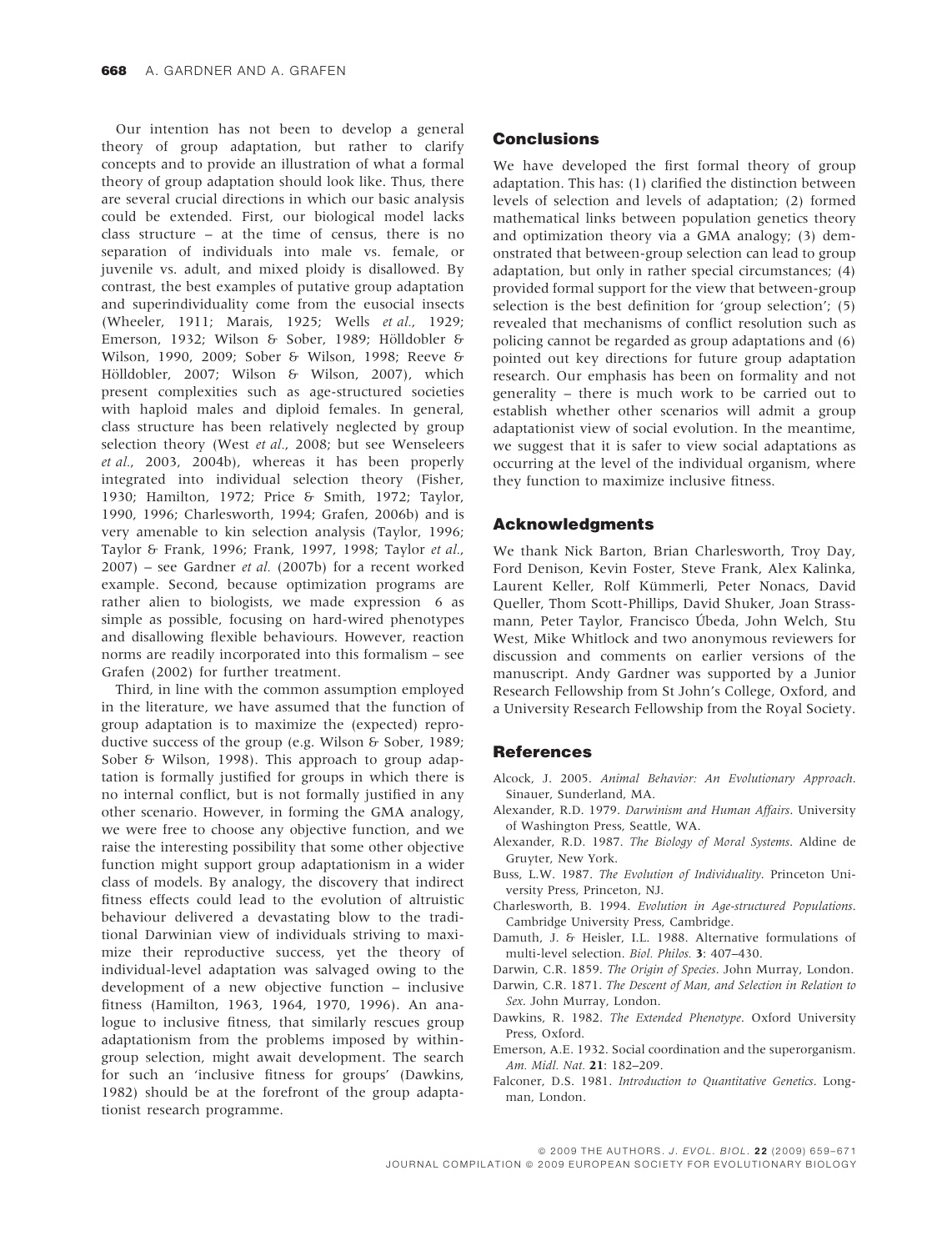Our intention has not been to develop a general theory of group adaptation, but rather to clarify concepts and to provide an illustration of what a formal theory of group adaptation should look like. Thus, there are several crucial directions in which our basic analysis could be extended. First, our biological model lacks class structure – at the time of census, there is no separation of individuals into male vs. female, or juvenile vs. adult, and mixed ploidy is disallowed. By contrast, the best examples of putative group adaptation and superindividuality come from the eusocial insects (Wheeler, 1911; Marais, 1925; Wells *et al.*, 1929; Emerson, 1932; Wilson & Sober, 1989; Hölldobler & Wilson, 1990, 2009; Sober & Wilson, 1998; Reeve & Hölldobler, 2007; Wilson & Wilson, 2007), which present complexities such as age-structured societies with haploid males and diploid females. In general, class structure has been relatively neglected by group selection theory (West *et al.*, 2008; but see Wenseleers *et al.*, 2003, 2004b), whereas it has been properly integrated into individual selection theory (Fisher, 1930; Hamilton, 1972; Price & Smith, 1972; Taylor, 1990, 1996; Charlesworth, 1994; Grafen, 2006b) and is very amenable to kin selection analysis (Taylor, 1996; Taylor & Frank, 1996; Frank, 1997, 1998; Taylor *et al.*, 2007) – see Gardner *et al.* (2007b) for a recent worked example. Second, because optimization programs are rather alien to biologists, we made expression 6 as simple as possible, focusing on hard-wired phenotypes and disallowing flexible behaviours. However, reaction norms are readily incorporated into this formalism – see Grafen (2002) for further treatment.

Third, in line with the common assumption employed in the literature, we have assumed that the function of group adaptation is to maximize the (expected) reproductive success of the group (e.g. Wilson & Sober, 1989; Sober & Wilson, 1998). This approach to group adaptation is formally justified for groups in which there is no internal conflict, but is not formally justified in any other scenario. However, in forming the GMA analogy, we were free to choose any objective function, and we raise the interesting possibility that some other objective function might support group adaptationism in a wider class of models. By analogy, the discovery that indirect fitness effects could lead to the evolution of altruistic behaviour delivered a devastating blow to the traditional Darwinian view of individuals striving to maximize their reproductive success, yet the theory of individual-level adaptation was salvaged owing to the development of a new objective function – inclusive fitness (Hamilton, 1963, 1964, 1970, 1996). An analogue to inclusive fitness, that similarly rescues group adaptationism from the problems imposed by within-group selection, might await development. The search for such an 'inclusive fitness for groups' (Dawkins, 1982) should be at the forefront of the group adaptationist research programme.

## Conclusions

We have developed the first formal theory of group adaptation. This has: (1) clarified the distinction between levels of selection and levels of adaptation; (2) formed mathematical links between population genetics theory and optimization theory via a GMA analogy; (3) demonstrated that between-group selection can lead to group adaptation, but only in rather special circumstances; (4) provided formal support for the view that between-group selection is the best definition for 'group selection'; (5) revealed that mechanisms of conflict resolution such as policing cannot be regarded as group adaptations and (6) pointed out key directions for future group adaptation research. Our emphasis has been on formality and not generality – there is much work to be carried out to establish whether other scenarios will admit a group adaptationist view of social evolution. In the meantime, we suggest that it is safer to view social adaptations as occurring at the level of the individual organism, where they function to maximize inclusive fitness.

## Acknowledgments

We thank Nick Barton, Brian Charlesworth, Troy Day, Ford Denison, Kevin Foster, Steve Frank, Alex Kalinka, Laurent Keller, Rolf Kümmerli, Peter Nonacs, David Queller, Thom Scott-Phillips, David Shuker, Joan Strassmann, Peter Taylor, Francisco Úbeda, John Welch, Stu West, Mike Whitlock and two anonymous reviewers for discussion and comments on earlier versions of the manuscript. Andy Gardner was supported by a Junior Research Fellowship from St John's College, Oxford, and a University Research Fellowship from the Royal Society.

## References

Alcock, J. 2005. *Animal Behavior: An Evolutionary Approach*. Sinauer, Sunderland, MA.

Alexander, R.D. 1979. *Darwinism and Human Affairs*. University of Washington Press, Seattle, WA.

Alexander, R.D. 1987. *The Biology of Moral Systems*. Aldine de Gruyter, New York.

Buss, L.W. 1987. *The Evolution of Individuality*. Princeton University Press, Princeton, NJ.

Charlesworth, B. 1994. *Evolution in Age-structured Populations*. Cambridge University Press, Cambridge.

Damuth, J. & Heisler, I.L. 1988. Alternative formulations of multi-level selection. *Biol. Philos.* **3**: 407–430.

Darwin, C.R. 1859. *The Origin of Species*. John Murray, London.

Darwin, C.R. 1871. *The Descent of Man, and Selection in Relation to Sex*. John Murray, London.

Dawkins, R. 1982. *The Extended Phenotype*. Oxford University Press, Oxford.

Emerson, A.E. 1932. Social coordination and the superorganism. *Am. Midl. Nat.* **21**: 182–209.

Falconer, D.S. 1981. *Introduction to Quantitative Genetics*. Longman, London.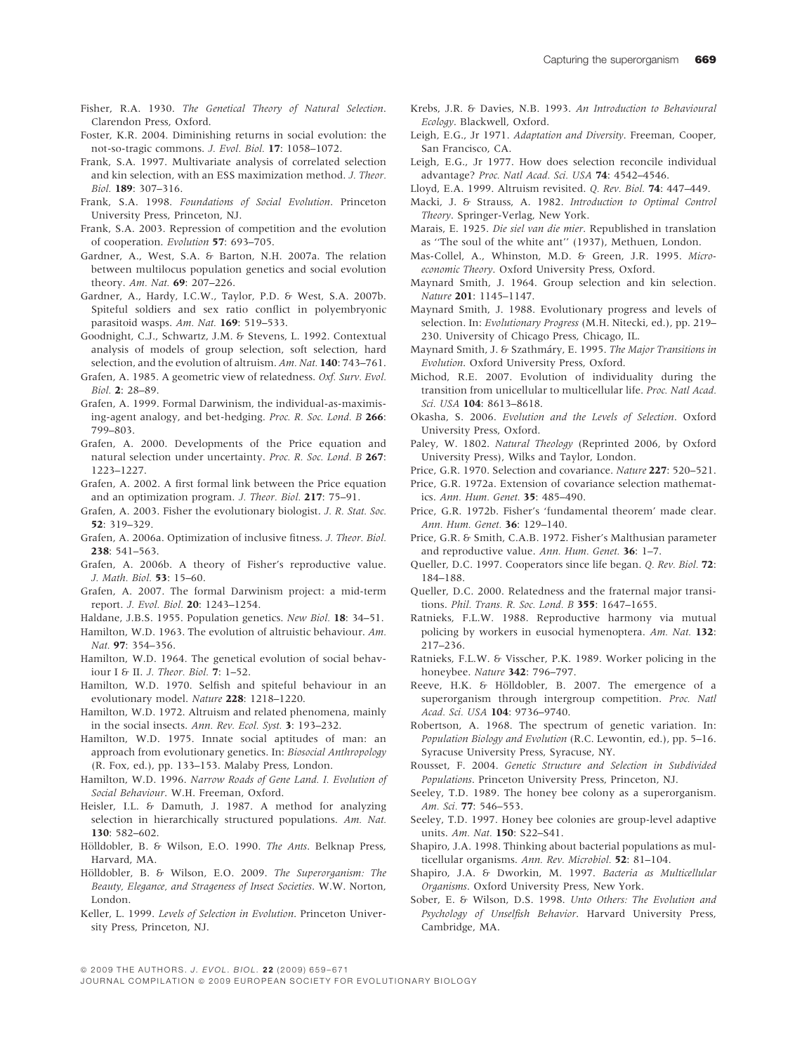Fisher, R.A. 1930. *The Genetical Theory of Natural Selection*. Clarendon Press, Oxford.

Foster, K.R. 2004. Diminishing returns in social evolution: the not-so-tragic commons. *J. Evol. Biol.* **17**: 1058–1072.

Frank, S.A. 1997. Multivariate analysis of correlated selection and kin selection, with an ESS maximization method. *J. Theor. Biol.* **189**: 307–316.

Frank, S.A. 1998. *Foundations of Social Evolution*. Princeton University Press, Princeton, NJ.

Frank, S.A. 2003. Repression of competition and the evolution of cooperation. *Evolution* **57**: 693–705.

Gardner, A., West, S.A. & Barton, N.H. 2007a. The relation between multilocus population genetics and social evolution theory. *Am. Nat.* **69**: 207–226.

Gardner, A., Hardy, I.C.W., Taylor, P.D. & West, S.A. 2007b. Spiteful soldiers and sex ratio conflict in polyembryonic parasitoid wasps. *Am. Nat.* **169**: 519–533.

Goodnight, C.J., Schwartz, J.M. & Stevens, L. 1992. Contextual analysis of models of group selection, soft selection, hard selection, and the evolution of altruism. *Am. Nat.* **140**: 743–761.

Grafen, A. 1985. A geometric view of relatedness. *Oxf. Surv. Evol. Biol.* **2**: 28–89.

Grafen, A. 1999. Formal Darwinism, the individual-as-maximising-agent analogy, and bet-hedging. *Proc. R. Soc. Lond. B* **266**: 799–803.

Grafen, A. 2000. Developments of the Price equation and natural selection under uncertainty. *Proc. R. Soc. Lond. B* **267**: 1223–1227.

Grafen, A. 2002. A first formal link between the Price equation and an optimization program. *J. Theor. Biol.* **217**: 75–91.

Grafen, A. 2003. Fisher the evolutionary biologist. *J. R. Stat. Soc.* **52**: 319–329.

Grafen, A. 2006a. Optimization of inclusive fitness. *J. Theor. Biol.* **238**: 541–563.

Grafen, A. 2006b. A theory of Fisher's reproductive value. *J. Math. Biol.* **53**: 15–60.

Grafen, A. 2007. The formal Darwinism project: a mid-term report. *J. Evol. Biol.* **20**: 1243–1254.

Haldane, J.B.S. 1955. Population genetics. *New Biol.* **18**: 34–51.

Hamilton, W.D. 1963. The evolution of altruistic behaviour. *Am. Nat.* **97**: 354–356.

Hamilton, W.D. 1964. The genetical evolution of social behaviour I & II. *J. Theor. Biol.* **7**: 1–52.

Hamilton, W.D. 1970. Selfish and spiteful behaviour in an evolutionary model. *Nature* **228**: 1218–1220.

Hamilton, W.D. 1972. Altruism and related phenomena, mainly in the social insects. *Ann. Rev. Ecol. Syst.* **3**: 193–232.

Hamilton, W.D. 1975. Innate social aptitudes of man: an approach from evolutionary genetics. In: *Biosocial Anthropology* (R. Fox, ed.), pp. 133–153. Malaby Press, London.

Hamilton, W.D. 1996. *Narrow Roads of Gene Land. I. Evolution of Social Behaviour*. W.H. Freeman, Oxford.

Heisler, I.L. & Damuth, J. 1987. A method for analyzing selection in hierarchically structured populations. *Am. Nat.* **130**: 582–602.

Hölldobler, B. & Wilson, E.O. 1990. *The Ants*. Belknap Press, Harvard, MA.

Hölldobler, B. & Wilson, E.O. 2009. *The Superorganism: The Beauty, Elegance, and Strageness of Insect Societies*. W.W. Norton, London.

Keller, L. 1999. *Levels of Selection in Evolution*. Princeton University Press, Princeton, NJ.

Krebs, J.R. & Davies, N.B. 1993. *An Introduction to Behavioural Ecology*. Blackwell, Oxford.

Leigh, E.G., Jr 1971. *Adaptation and Diversity*. Freeman, Cooper, San Francisco, CA.

Leigh, E.G., Jr 1977. How does selection reconcile individual advantage? *Proc. Natl Acad. Sci. USA* **74**: 4542–4546.

Lloyd, E.A. 1999. Altruism revisited. *Q. Rev. Biol.* **74**: 447–449.

Macki, J. & Strauss, A. 1982. *Introduction to Optimal Control Theory*. Springer-Verlag, New York.

Marais, E. 1925. *Die siel van die mier*. Republished in translation as ''The soul of the white ant'' (1937), Methuen, London.

Mas-Collel, A., Whinston, M.D. & Green, J.R. 1995. *Microeconomic Theory*. Oxford University Press, Oxford.

Maynard Smith, J. 1964. Group selection and kin selection. *Nature* **201**: 1145–1147.

Maynard Smith, J. 1988. Evolutionary progress and levels of selection. In: *Evolutionary Progress* (M.H. Nitecki, ed.), pp. 219–230. University of Chicago Press, Chicago, IL.

Maynard Smith, J. & Szathmáry, E. 1995. *The Major Transitions in Evolution*. Oxford University Press, Oxford.

Michod, R.E. 2007. Evolution of individuality during the transition from unicellular to multicellular life. *Proc. Natl Acad. Sci. USA* **104**: 8613–8618.

Okasha, S. 2006. *Evolution and the Levels of Selection*. Oxford University Press, Oxford.

Paley, W. 1802. *Natural Theology* (Reprinted 2006, by Oxford University Press), Wilks and Taylor, London.

Price, G.R. 1970. Selection and covariance. *Nature* **227**: 520–521.

Price, G.R. 1972a. Extension of covariance selection mathematics. *Ann. Hum. Genet.* **35**: 485–490.

Price, G.R. 1972b. Fisher's 'fundamental theorem' made clear. *Ann. Hum. Genet.* **36**: 129–140.

Price, G.R. & Smith, C.A.B. 1972. Fisher's Malthusian parameter and reproductive value. *Ann. Hum. Genet.* **36**: 1–7.

Queller, D.C. 1997. Cooperators since life began. *Q. Rev. Biol.* **72**: 184–188.

Queller, D.C. 2000. Relatedness and the fraternal major transitions. *Phil. Trans. R. Soc. Lond. B* **355**: 1647–1655.

Ratnieks, F.L.W. 1988. Reproductive harmony via mutual policing by workers in eusocial hymenoptera. *Am. Nat.* **132**: 217–236.

Ratnieks, F.L.W. & Visscher, P.K. 1989. Worker policing in the honeybee. *Nature* **342**: 796–797.

Reeve, H.K. & Hölldobler, B. 2007. The emergence of a superorganism through intergroup competition. *Proc. Natl Acad. Sci. USA* **104**: 9736–9740.

Robertson, A. 1968. The spectrum of genetic variation. In: *Population Biology and Evolution* (R.C. Lewontin, ed.), pp. 5–16. Syracuse University Press, Syracuse, NY.

Rousset, F. 2004. *Genetic Structure and Selection in Subdivided Populations*. Princeton University Press, Princeton, NJ.

Seeley, T.D. 1989. The honey bee colony as a superorganism. *Am. Sci.* **77**: 546–553.

Seeley, T.D. 1997. Honey bee colonies are group-level adaptive units. *Am. Nat.* **150**: S22–S41.

Shapiro, J.A. 1998. Thinking about bacterial populations as multicellular organisms. *Ann. Rev. Microbiol.* **52**: 81–104.

Shapiro, J.A. & Dworkin, M. 1997. *Bacteria as Multicellular Organisms*. Oxford University Press, New York.

Sober, E. & Wilson, D.S. 1998. *Unto Others: The Evolution and Psychology of Unselfish Behavior*. Harvard University Press, Cambridge, MA.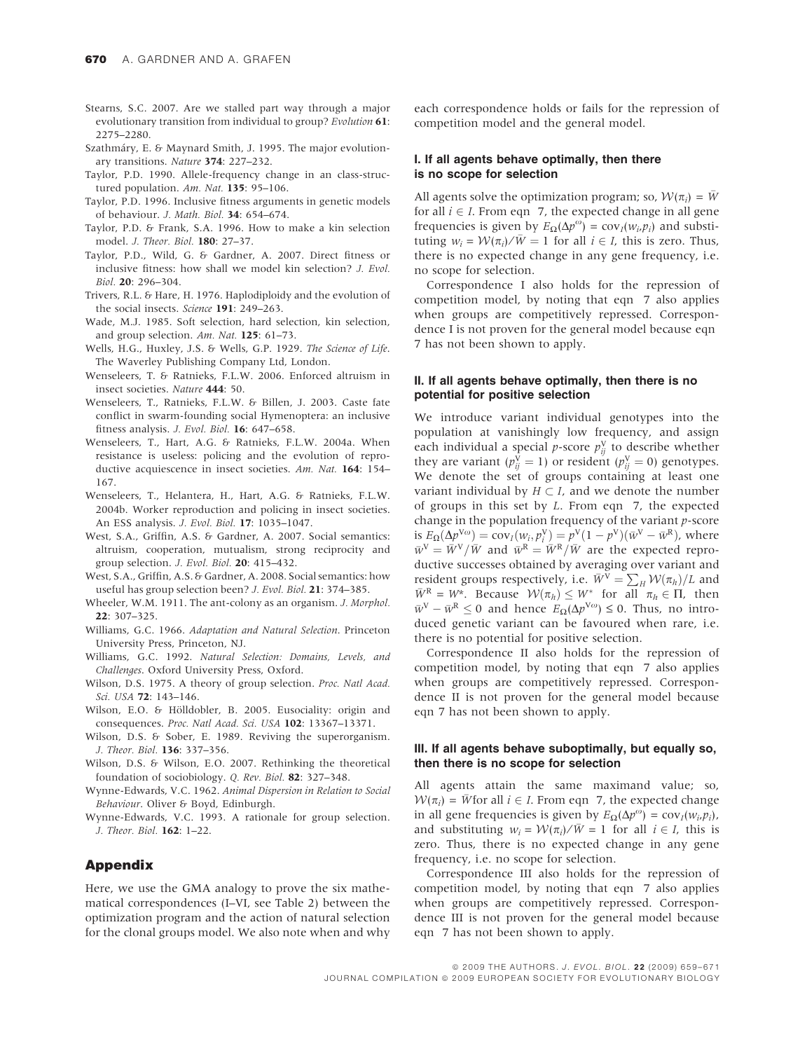Stearns, S.C. 2007. Are we stalled part way through a major evolutionary transition from individual to group? *Evolution* **61**: 2275–2280.

Szathmáry, E. & Maynard Smith, J. 1995. The major evolutionary transitions. *Nature* **374**: 227–232.

Taylor, P.D. 1990. Allele-frequency change in an class-structured population. *Am. Nat.* **135**: 95–106.

Taylor, P.D. 1996. Inclusive fitness arguments in genetic models of behaviour. *J. Math. Biol.* **34**: 654–674.

Taylor, P.D. & Frank, S.A. 1996. How to make a kin selection model. *J. Theor. Biol.* **180**: 27–37.

Taylor, P.D., Wild, G. & Gardner, A. 2007. Direct fitness or inclusive fitness: how shall we model kin selection? *J. Evol. Biol.* **20**: 296–304.

Trivers, R.L. & Hare, H. 1976. Haplodiploidy and the evolution of the social insects. *Science* **191**: 249–263.

Wade, M.J. 1985. Soft selection, hard selection, kin selection, and group selection. *Am. Nat.* **125**: 61–73.

Wells, H.G., Huxley, J.S. & Wells, G.P. 1929. *The Science of Life*. The Waverley Publishing Company Ltd, London.

Wenseleers, T. & Ratnieks, F.L.W. 2006. Enforced altruism in insect societies. *Nature* **444**: 50.

Wenseleers, T., Ratnieks, F.L.W. & Billen, J. 2003. Caste fate conflict in swarm-founding social Hymenoptera: an inclusive fitness analysis. *J. Evol. Biol.* **16**: 647–658.

Wenseleers, T., Hart, A.G. & Ratnieks, F.L.W. 2004a. When resistance is useless: policing and the evolution of reproductive acquiescence in insect societies. *Am. Nat.* **164**: 154–167.

Wenseleers, T., Helantera, H., Hart, A.G. & Ratnieks, F.L.W. 2004b. Worker reproduction and policing in insect societies. An ESS analysis. *J. Evol. Biol.* **17**: 1035–1047.

West, S.A., Griffin, A.S. & Gardner, A. 2007. Social semantics: altruism, cooperation, mutualism, strong reciprocity and group selection. *J. Evol. Biol.* **20**: 415–432.

West, S.A., Griffin, A.S. & Gardner, A. 2008. Social semantics: how useful has group selection been? *J. Evol. Biol.* **21**: 374–385.

Wheeler, W.M. 1911. The ant-colony as an organism. *J. Morphol.* **22**: 307–325.

Williams, G.C. 1966. *Adaptation and Natural Selection*. Princeton University Press, Princeton, NJ.

Williams, G.C. 1992. *Natural Selection: Domains, Levels, and Challenges*. Oxford University Press, Oxford.

Wilson, D.S. 1975. A theory of group selection. *Proc. Natl Acad. Sci. USA* **72**: 143–146.

Wilson, E.O. & Hölldobler, B. 2005. Eusociality: origin and consequences. *Proc. Natl Acad. Sci. USA* **102**: 13367–13371.

Wilson, D.S. & Sober, E. 1989. Reviving the superorganism. *J. Theor. Biol.* **136**: 337–356.

Wilson, D.S. & Wilson, E.O. 2007. Rethinking the theoretical foundation of sociobiology. *Q. Rev. Biol.* **82**: 327–348.

Wynne-Edwards, V.C. 1962. *Animal Dispersion in Relation to Social Behaviour*. Oliver & Boyd, Edinburgh.

Wynne-Edwards, V.C. 1993. A rationale for group selection. *J. Theor. Biol.* **162**: 1–22.

## Appendix

Here, we use the GMA analogy to prove the six mathematical correspondences (I–VI, see Table 2) between the optimization program and the action of natural selection for the clonal groups model. We also note when and why each correspondence holds or fails for the repression of competition model and the general model.

### I. If all agents behave optimally, then there is no scope for selection

All agents solve the optimization program; so, $\mathcal{W}(\pi_i) = \bar{W}$ for all $i \in I$. From eqn 7, the expected change in all gene frequencies is given by $E_\Omega(\Delta p^\omega) = \mathrm{cov}_I(w_i, p_i)$ and substituting $w_i = \mathcal{W}(\pi_i)/\bar{W} = 1$ for all $i \in I$, this is zero. Thus, there is no expected change in any gene frequency, i.e. no scope for selection.

Correspondence I also holds for the repression of competition model, by noting that eqn 7 also applies when groups are competitively repressed. Correspondence I is not proven for the general model because eqn 7 has not been shown to apply.

### II. If all agents behave optimally, then there is no potential for positive selection

We introduce variant individual genotypes into the population at vanishingly low frequency, and assign each individual a special *p*-score $p_{ij}^{\mathrm{V}}$ to describe whether they are variant ($p_{ij}^{\mathrm{V}} = 1$) or resident ($p_{ij}^{\mathrm{V}} = 0$) genotypes. We denote the set of groups containing at least one variant individual by $H \subset I$, and we denote the number of groups in this set by $L$. From eqn 7, the expected change in the population frequency of the variant *p*-score is $E_\Omega(\Delta p^{\mathrm{V}\omega}) = \mathrm{cov}_I(w_i, p_i^{\mathrm{V}}) = p^{\mathrm{V}}(1 - p^{\mathrm{V}})(\bar{w}^{\mathrm{V}} - \bar{w}^{\mathrm{R}})$, where $\bar{w}^{\mathrm{V}} = \bar{W}^{\mathrm{V}}/\bar{W}$ and $\bar{w}^{\mathrm{R}} = \bar{W}^{\mathrm{R}}/\bar{W}$ are the expected reproductive successes obtained by averaging over variant and resident groups respectively, i.e. $\bar{W}^{\mathrm{V}} = \sum_H \mathcal{W}(\pi_h)/L$ and $\bar{W}^{\mathrm{R}} = W^*$. Because $\mathcal{W}(\pi_h) \leq W^*$ for all $\pi_h \in \Pi$, then $\bar{w}^{\mathrm{V}} - \bar{w}^{\mathrm{R}} \leq 0$ and hence $E_\Omega(\Delta p^{\mathrm{V}\omega}) \leq 0$. Thus, no introduced genetic variant can be favoured when rare, i.e. there is no potential for positive selection.

Correspondence II also holds for the repression of competition model, by noting that eqn 7 also applies when groups are competitively repressed. Correspondence II is not proven for the general model because eqn 7 has not been shown to apply.

### III. If all agents behave suboptimally, but equally so, then there is no scope for selection

All agents attain the same maximand value; so, $\mathcal{W}(\pi_i) = \bar{W}$ for all $i \in I$. From eqn 7, the expected change in all gene frequencies is given by $E_\Omega(\Delta p^\omega) = \mathrm{cov}_I(w_i, p_i)$, and substituting $w_i = \mathcal{W}(\pi_i)/\bar{W} = 1$ for all $i \in I$, this is zero. Thus, there is no expected change in any gene frequency, i.e. no scope for selection.

Correspondence III also holds for the repression of competition model, by noting that eqn 7 also applies when groups are competitively repressed. Correspondence III is not proven for the general model because eqn 7 has not been shown to apply.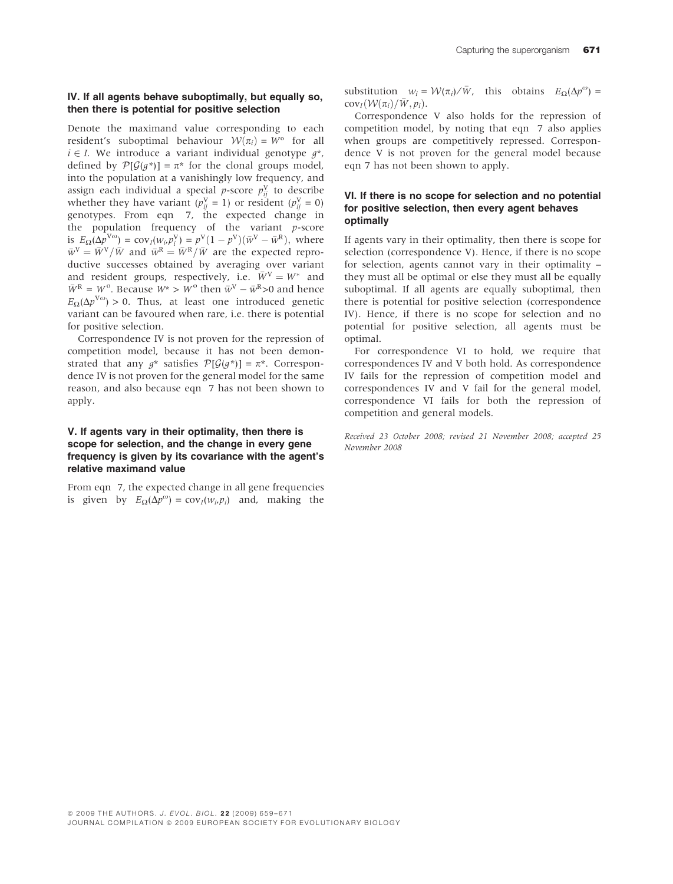### IV. If all agents behave suboptimally, but equally so, then there is potential for positive selection

Denote the maximand value corresponding to each resident's suboptimal behaviour $\mathcal{W}(\pi_i) = W^{\mathrm{o}}$ for all $i \in I$. We introduce a variant individual genotype $g^*$, defined by $\mathcal{P}[\mathcal{G}(g^*)] = \pi^*$ for the clonal groups model, into the population at a vanishingly low frequency, and assign each individual a special $p$-score $p_{ij}^{\mathrm{V}}$ to describe whether they have variant ($p_{ij}^{\mathrm{V}} = 1$) or resident ($p_{ij}^{\mathrm{V}} = 0$) genotypes. From eqn 7, the expected change in the population frequency of the variant $p$-score is $E_\Omega(\Delta p^{\mathrm{V}\omega}) = \mathrm{cov}_I(w_i, p_i^{\mathrm{V}}) = p^{\mathrm{V}}(1 - p^{\mathrm{V}})(\bar{w}^{\mathrm{V}} - \bar{w}^{\mathrm{R}})$, where $\bar{w}^{\mathrm{V}} = \bar{W}^{\mathrm{V}}/\bar{W}$ and $\bar{w}^{\mathrm{R}} = \bar{W}^{\mathrm{R}}/\bar{W}$ are the expected reproductive successes obtained by averaging over variant and resident groups, respectively, i.e. $\bar{W}^{\mathrm{V}} = W^*$ and $\bar{W}^{\mathrm{R}} = W^{\mathrm{o}}$. Because $W^* > W^{\mathrm{o}}$ then $\bar{w}^{\mathrm{V}} - \bar{w}^{\mathrm{R}} > 0$ and hence $E_\Omega(\Delta p^{\mathrm{V}\omega}) > 0$. Thus, at least one introduced genetic variant can be favoured when rare, i.e. there is potential for positive selection.

Correspondence IV is not proven for the repression of competition model, because it has not been demonstrated that any $g^*$ satisfies $\mathcal{P}[\mathcal{G}(g^*)] = \pi^*$. Correspondence IV is not proven for the general model for the same reason, and also because eqn 7 has not been shown to apply.

### V. If agents vary in their optimality, then there is scope for selection, and the change in every gene frequency is given by its covariance with the agent's relative maximand value

From eqn 7, the expected change in all gene frequencies is given by $E_\Omega(\Delta p^\omega) = \mathrm{cov}_I(w_i, p_i)$ and, making the substitution $w_i = \mathcal{W}(\pi_i)/\bar{W}$, this obtains $E_\Omega(\Delta p^\omega) = \mathrm{cov}_I(\mathcal{W}(\pi_i)/\bar{W}, p_i)$.

Correspondence V also holds for the repression of competition model, by noting that eqn 7 also applies when groups are competitively repressed. Correspondence V is not proven for the general model because eqn 7 has not been shown to apply.

### VI. If there is no scope for selection and no potential for positive selection, then every agent behaves optimally

If agents vary in their optimality, then there is scope for selection (correspondence V). Hence, if there is no scope for selection, agents cannot vary in their optimality – they must all be optimal or else they must all be equally suboptimal. If all agents are equally suboptimal, then there is potential for positive selection (correspondence IV). Hence, if there is no scope for selection and no potential for positive selection, all agents must be optimal.

For correspondence VI to hold, we require that correspondences IV and V both hold. As correspondence IV fails for the repression of competition model and correspondences IV and V fail for the general model, correspondence VI fails for both the repression of competition and general models.

*Received 23 October 2008; revised 21 November 2008; accepted 25 November 2008*